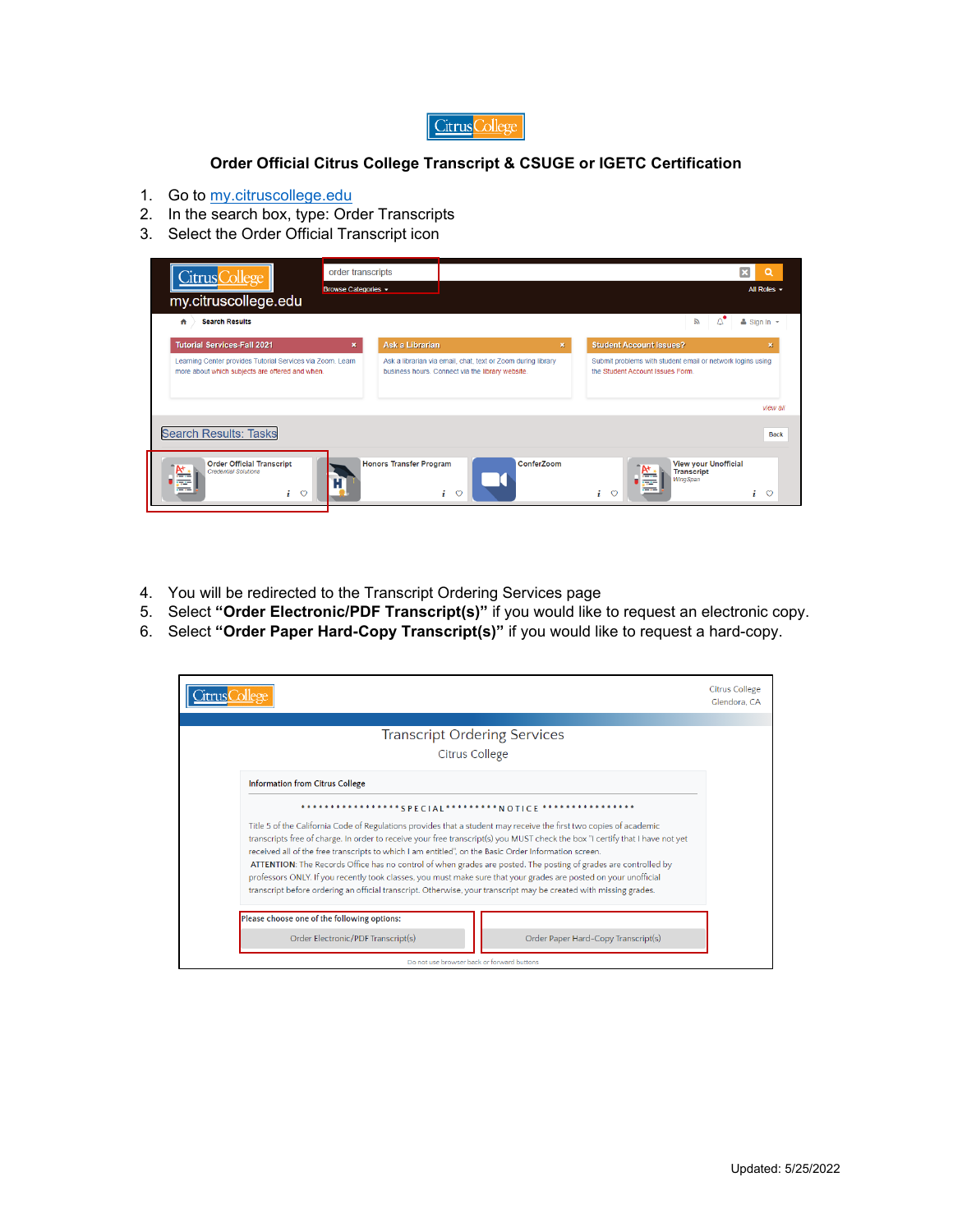# Order Official Citrus College Transcript & CSUGE or IGETC Certification

1. Go to my.citruscollege.edu
2. In the search box, type: Order Transcripts
3. Select the Order Official Transcript icon

4. You will be redirected to the Transcript Ordering Services page
5. Select **"Order Electronic/PDF Transcript(s)"** if you would like to request an electronic copy.
6. Select **"Order Paper Hard-Copy Transcript(s)"** if you would like to request a hard-copy.

Updated: 5/25/2022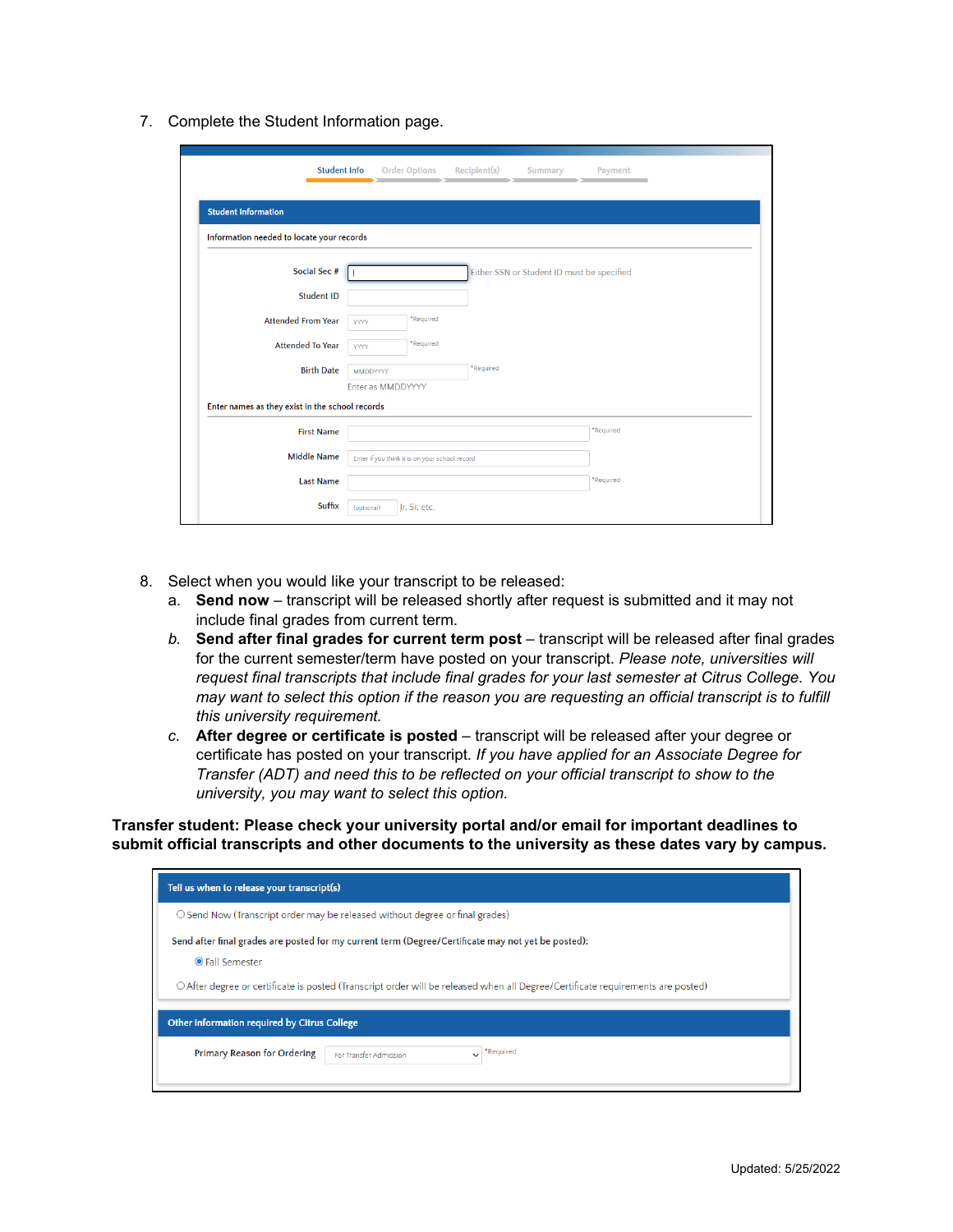7. Complete the Student Information page.

Student Info | Order Options | Recipient(s) | Summary | Payment

**Student Information**

Information needed to locate your records

Social Sec # | Either SSN or Student ID must be specified

Student ID

Attended From Year YYYY *Required

Attended To Year YYYY *Required

Birth Date MMDDYYYY *Required
Enter as MMDDYYYY

Enter names as they exist in the school records

First Name *Required

Middle Name Enter if you think it is on your school record

Last Name *Required

Suffix (optional) Jr, Sr, etc.

8. Select when you would like your transcript to be released:
   a. **Send now** – transcript will be released shortly after request is submitted and it may not include final grades from current term.
   b. **Send after final grades for current term post** – transcript will be released after final grades for the current semester/term have posted on your transcript. *Please note, universities will request final transcripts that include final grades for your last semester at Citrus College. You may want to select this option if the reason you are requesting an official transcript is to fulfill this university requirement.*
   c. **After degree or certificate is posted** – transcript will be released after your degree or certificate has posted on your transcript. *If you have applied for an Associate Degree for Transfer (ADT) and need this to be reflected on your official transcript to show to the university, you may want to select this option.*

**Transfer student: Please check your university portal and/or email for important deadlines to submit official transcripts and other documents to the university as these dates vary by campus.**

**Tell us when to release your transcript(s)**

○ Send Now (Transcript order may be released without degree or final grades)

Send after final grades are posted for my current term (Degree/Certificate may not yet be posted):

◉ Fall Semester

○ After degree or certificate is posted (Transcript order will be released when all Degree/Certificate requirements are posted)

**Other information required by Citrus College**

Primary Reason for Ordering: For Transfer Admission *Required

Updated: 5/25/2022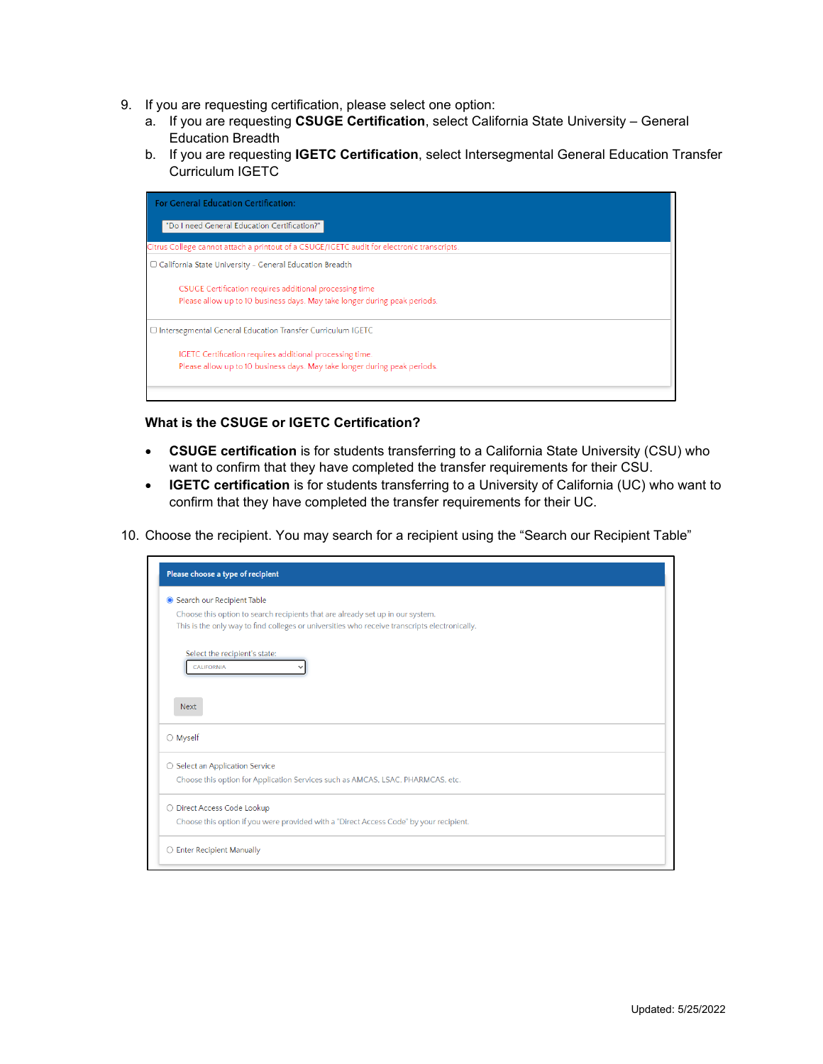9. If you are requesting certification, please select one option:
   a. If you are requesting **CSUGE Certification**, select California State University – General Education Breadth
   b. If you are requesting **IGETC Certification**, select Intersegmental General Education Transfer Curriculum IGETC

For General Education Certification:

"Do I need General Education Certification?"

Citrus College cannot attach a printout of a CSUGE/IGETC audit for electronic transcripts.

☐ California State University - General Education Breadth

CSUGE Certification requires additional processing time
Please allow up to 10 business days. May take longer during peak periods.

☐ Intersegmental General Education Transfer Curriculum IGETC

IGETC Certification requires additional processing time
Please allow up to 10 business days. May take longer during peak periods.

**What is the CSUGE or IGETC Certification?**

- **CSUGE certification** is for students transferring to a California State University (CSU) who want to confirm that they have completed the transfer requirements for their CSU.
- **IGETC certification** is for students transferring to a University of California (UC) who want to confirm that they have completed the transfer requirements for their UC.

10. Choose the recipient. You may search for a recipient using the “Search our Recipient Table”

Please choose a type of recipient

◉ Search our Recipient Table
Choose this option to search recipients that are already set up in our system.
This is the only way to find colleges or universities who receive transcripts electronically.

Select the recipient's state:
CALIFORNIA

Next

○ Myself

○ Select an Application Service
Choose this option for Application Services such as AMCAS, LSAC, PHARMCAS, etc.

○ Direct Access Code Lookup
Choose this option if you were provided with a "Direct Access Code" by your recipient.

○ Enter Recipient Manually

Updated: 5/25/2022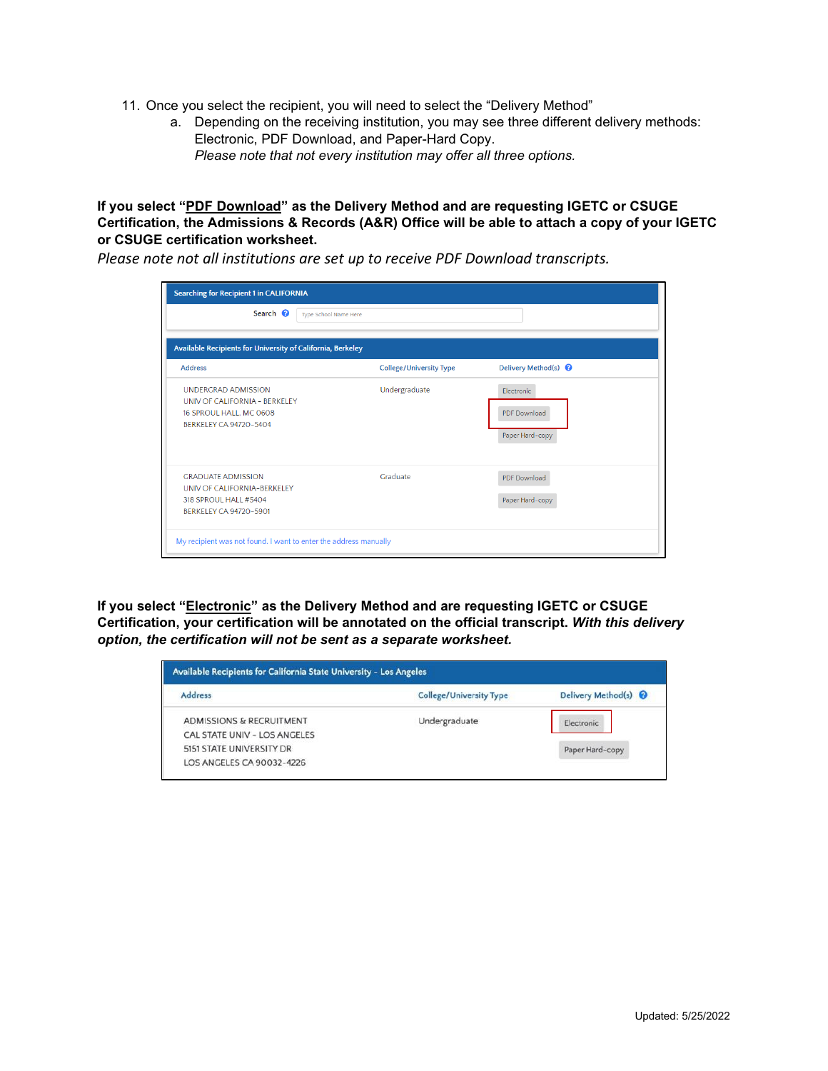11. Once you select the recipient, you will need to select the "Delivery Method"
    a. Depending on the receiving institution, you may see three different delivery methods: Electronic, PDF Download, and Paper-Hard Copy.
    *Please note that not every institution may offer all three options.*

**If you select "PDF Download" as the Delivery Method and are requesting IGETC or CSUGE Certification, the Admissions & Records (A&R) Office will be able to attach a copy of your IGETC or CSUGE certification worksheet.**

*Please note not all institutions are set up to receive PDF Download transcripts.*

Searching for Recipient 1 in CALIFORNIA

Search: Type School Name Here

Available Recipients for University of California, Berkeley

| Address | College/University Type | Delivery Method(s) |
| --- | --- | --- |
| UNDERGRAD ADMISSION<br>UNIV OF CALIFORNIA - BERKELEY<br>16 SPROUL HALL, MC 0608<br>BERKELEY CA 94720-5404 | Undergraduate | Electronic<br>PDF Download<br>Paper Hard-copy |
| GRADUATE ADMISSION<br>UNIV OF CALIFORNIA-BERKELEY<br>318 SPROUL HALL #5404<br>BERKELEY CA 94720-5901 | Graduate | PDF Download<br>Paper Hard-copy |

My recipient was not found. I want to enter the address manually

**If you select "Electronic" as the Delivery Method and are requesting IGETC or CSUGE Certification, your certification will be annotated on the official transcript. *With this delivery option, the certification will not be sent as a separate worksheet.***

Available Recipients for California State University - Los Angeles

| Address | College/University Type | Delivery Method(s) |
| --- | --- | --- |
| ADMISSIONS & RECRUITMENT<br>CAL STATE UNIV - LOS ANGELES<br>5151 STATE UNIVERSITY DR<br>LOS ANGELES CA 90032-4226 | Undergraduate | Electronic<br>Paper Hard-copy |

Updated: 5/25/2022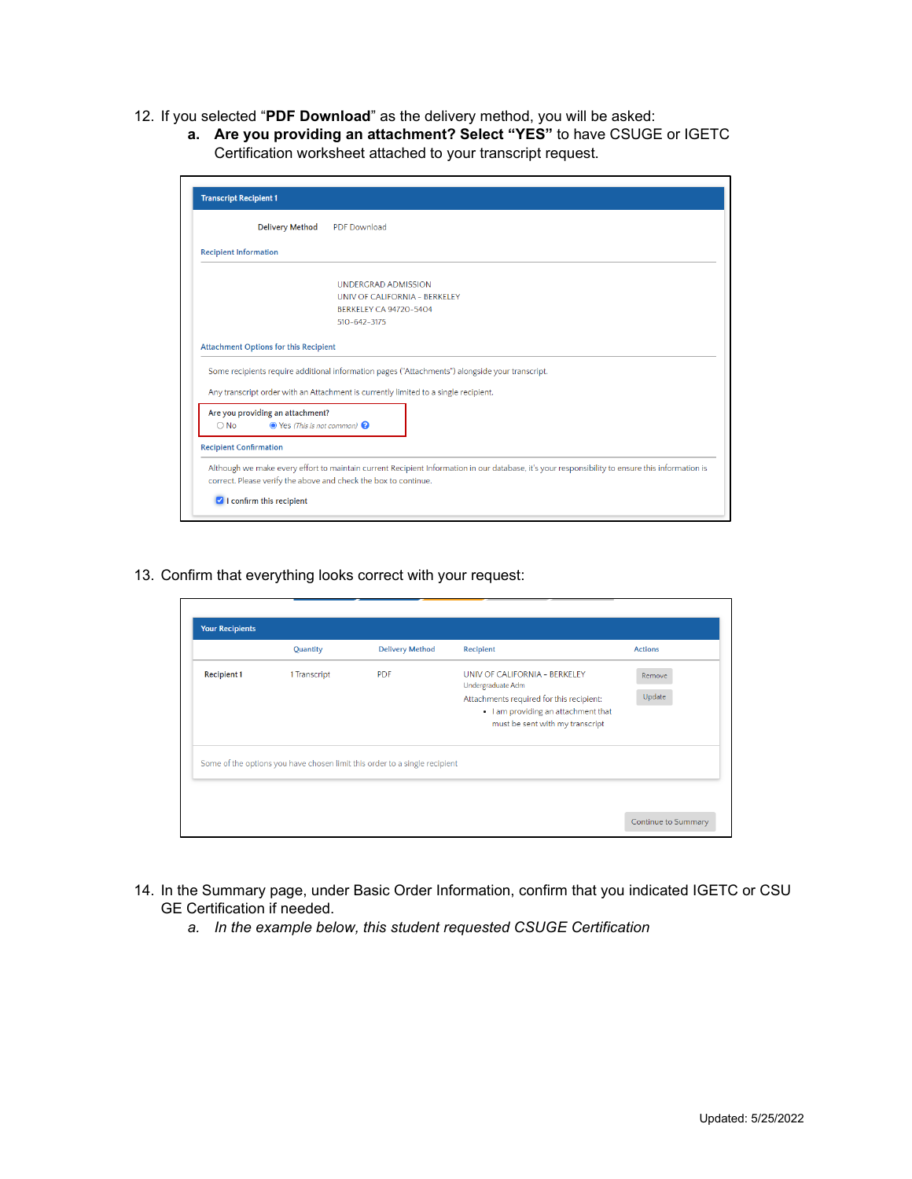12. If you selected "**PDF Download**" as the delivery method, you will be asked:
    a. **Are you providing an attachment? Select "YES"** to have CSUGE or IGETC Certification worksheet attached to your transcript request.

**Transcript Recipient 1**

Delivery Method PDF Download

Recipient Information

UNDERGRAD ADMISSION
UNIV OF CALIFORNIA - BERKELEY
BERKELEY CA 94720-5404
510-642-3175

Attachment Options for this Recipient

Some recipients require additional information pages ("Attachments") alongside your transcript.

Any transcript order with an Attachment is currently limited to a single recipient.

Are you providing an attachment?
○ No ◉ Yes *(This is not common)*

Recipient Confirmation

Although we make every effort to maintain current Recipient Information in our database, it's your responsibility to ensure this information is correct. Please verify the above and check the box to continue.

☑ I confirm this recipient

13. Confirm that everything looks correct with your request:

**Your Recipients**

| | Quantity | Delivery Method | Recipient | Actions |
|---|---|---|---|---|
| Recipient 1 | 1 Transcript | PDF | UNIV OF CALIFORNIA - BERKELEY<br>Undergraduate Adm<br>Attachments required for this recipient:<br>• I am providing an attachment that must be sent with my transcript | Remove<br>Update |

Some of the options you have chosen limit this order to a single recipient

Continue to Summary

14. In the Summary page, under Basic Order Information, confirm that you indicated IGETC or CSU GE Certification if needed.
    a. *In the example below, this student requested CSUGE Certification*

Updated: 5/25/2022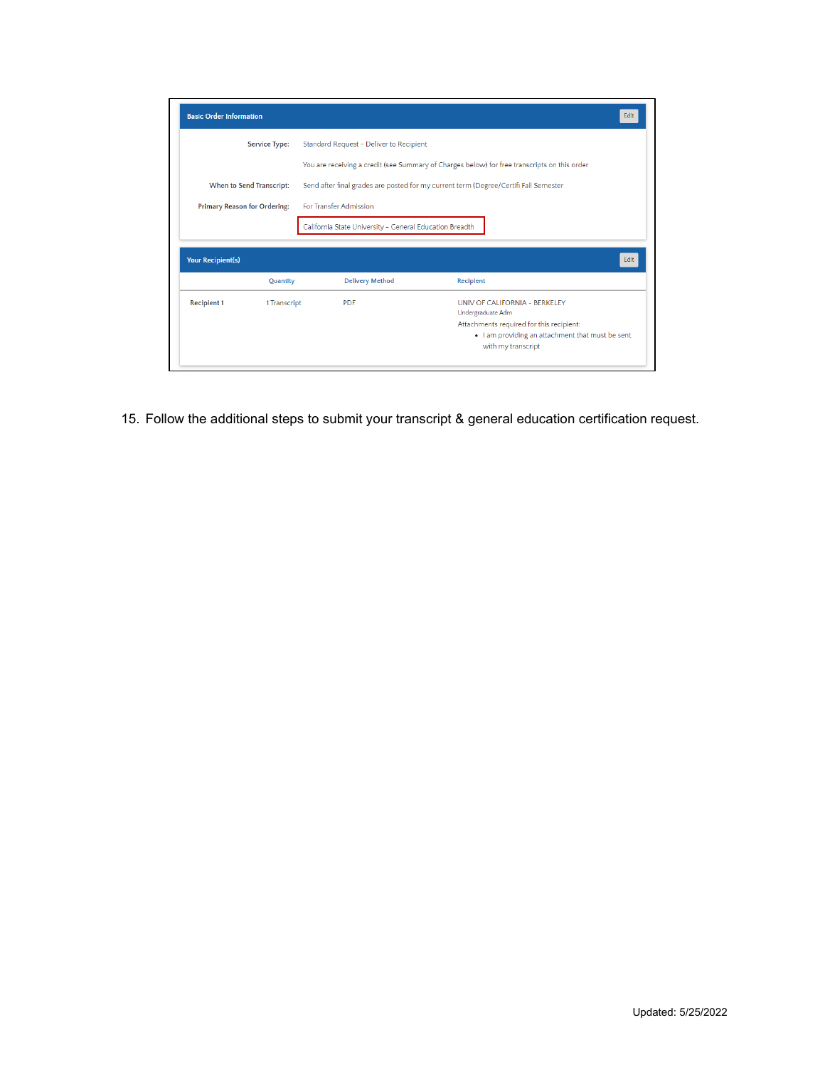**Basic Order Information**

Edit

| | |
|---|---|
| Service Type: | Standard Request - Deliver to Recipient |
| | You are receiving a credit (see Summary of Charges below) for free transcripts on this order |
| When to Send Transcript: | Send after final grades are posted for my current term (Degree/Certifi Fall Semester |
| Primary Reason for Ordering: | For Transfer Admission |
| | California State University – General Education Breadth |

**Your Recipient(s)**

Edit

| | Quantity | Delivery Method | Recipient |
|---|---|---|---|
| Recipient 1 | 1 Transcript | PDF | UNIV OF CALIFORNIA - BERKELEY<br>Undergraduate Adm<br>Attachments required for this recipient:<br>• I am providing an attachment that must be sent with my transcript |

15. Follow the additional steps to submit your transcript & general education certification request.

Updated: 5/25/2022